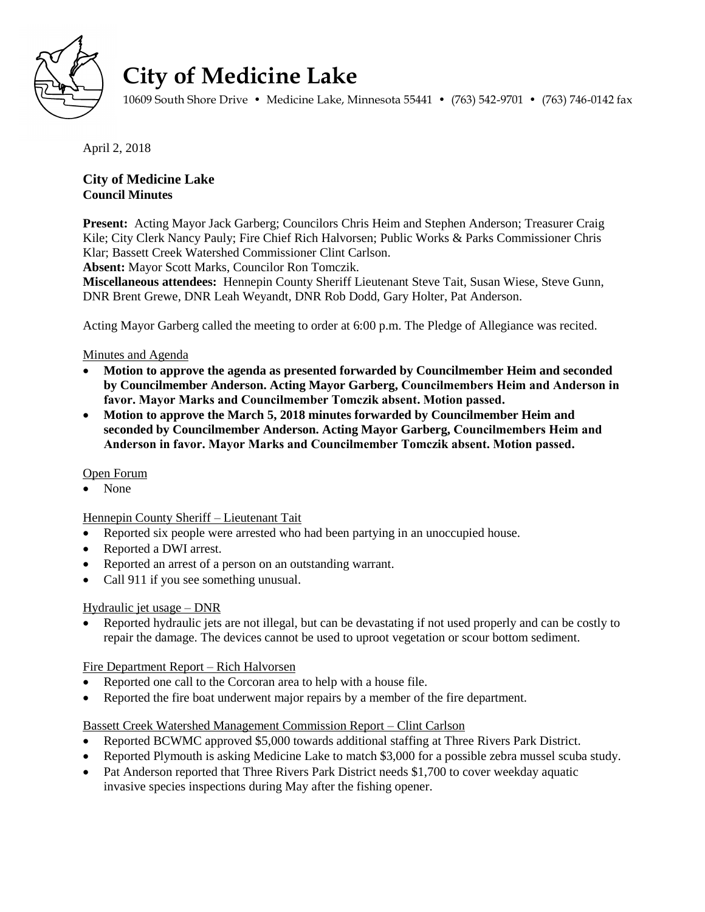# City of Medicine Lake

10609 South Shore Drive • Medicine Lake, Minnesota 55441 • (763) 542-9701 • (763) 746-0142 fax

April 2, 2018

**City of Medicine Lake**
**Council Minutes**

**Present:** Acting Mayor Jack Garberg; Councilors Chris Heim and Stephen Anderson; Treasurer Craig Kile; City Clerk Nancy Pauly; Fire Chief Rich Halvorsen; Public Works & Parks Commissioner Chris Klar; Bassett Creek Watershed Commissioner Clint Carlson.
**Absent:** Mayor Scott Marks, Councilor Ron Tomczik.
**Miscellaneous attendees:** Hennepin County Sheriff Lieutenant Steve Tait, Susan Wiese, Steve Gunn, DNR Brent Grewe, DNR Leah Weyandt, DNR Rob Dodd, Gary Holter, Pat Anderson.

Acting Mayor Garberg called the meeting to order at 6:00 p.m. The Pledge of Allegiance was recited.

Minutes and Agenda

- **Motion to approve the agenda as presented forwarded by Councilmember Heim and seconded by Councilmember Anderson. Acting Mayor Garberg, Councilmembers Heim and Anderson in favor. Mayor Marks and Councilmember Tomczik absent. Motion passed.**
- **Motion to approve the March 5, 2018 minutes forwarded by Councilmember Heim and seconded by Councilmember Anderson. Acting Mayor Garberg, Councilmembers Heim and Anderson in favor. Mayor Marks and Councilmember Tomczik absent. Motion passed.**

Open Forum

- None

Hennepin County Sheriff – Lieutenant Tait

- Reported six people were arrested who had been partying in an unoccupied house.
- Reported a DWI arrest.
- Reported an arrest of a person on an outstanding warrant.
- Call 911 if you see something unusual.

Hydraulic jet usage – DNR

- Reported hydraulic jets are not illegal, but can be devastating if not used properly and can be costly to repair the damage. The devices cannot be used to uproot vegetation or scour bottom sediment.

Fire Department Report – Rich Halvorsen

- Reported one call to the Corcoran area to help with a house file.
- Reported the fire boat underwent major repairs by a member of the fire department.

Bassett Creek Watershed Management Commission Report – Clint Carlson

- Reported BCWMC approved $5,000 towards additional staffing at Three Rivers Park District.
- Reported Plymouth is asking Medicine Lake to match $3,000 for a possible zebra mussel scuba study.
- Pat Anderson reported that Three Rivers Park District needs $1,700 to cover weekday aquatic invasive species inspections during May after the fishing opener.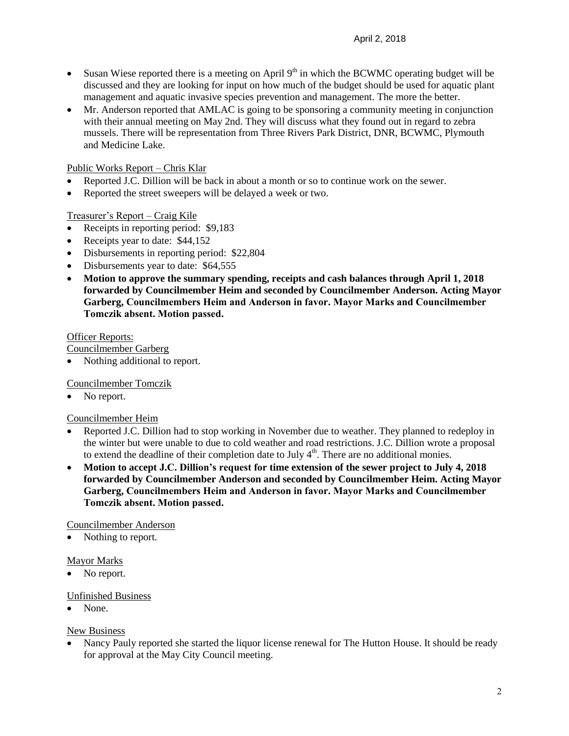- Susan Wiese reported there is a meeting on April 9th in which the BCWMC operating budget will be discussed and they are looking for input on how much of the budget should be used for aquatic plant management and aquatic invasive species prevention and management. The more the better.
- Mr. Anderson reported that AMLAC is going to be sponsoring a community meeting in conjunction with their annual meeting on May 2nd. They will discuss what they found out in regard to zebra mussels. There will be representation from Three Rivers Park District, DNR, BCWMC, Plymouth and Medicine Lake.

Public Works Report – Chris Klar

- Reported J.C. Dillion will be back in about a month or so to continue work on the sewer.
- Reported the street sweepers will be delayed a week or two.

Treasurer's Report – Craig Kile

- Receipts in reporting period: $9,183
- Receipts year to date: $44,152
- Disbursements in reporting period: $22,804
- Disbursements year to date: $64,555
- **Motion to approve the summary spending, receipts and cash balances through April 1, 2018 forwarded by Councilmember Heim and seconded by Councilmember Anderson. Acting Mayor Garberg, Councilmembers Heim and Anderson in favor. Mayor Marks and Councilmember Tomczik absent. Motion passed.**

Officer Reports:

Councilmember Garberg

- Nothing additional to report.

Councilmember Tomczik

- No report.

Councilmember Heim

- Reported J.C. Dillion had to stop working in November due to weather. They planned to redeploy in the winter but were unable to due to cold weather and road restrictions. J.C. Dillion wrote a proposal to extend the deadline of their completion date to July 4th. There are no additional monies.
- **Motion to accept J.C. Dillion's request for time extension of the sewer project to July 4, 2018 forwarded by Councilmember Anderson and seconded by Councilmember Heim. Acting Mayor Garberg, Councilmembers Heim and Anderson in favor. Mayor Marks and Councilmember Tomczik absent. Motion passed.**

Councilmember Anderson

- Nothing to report.

Mayor Marks

- No report.

Unfinished Business

- None.

New Business

- Nancy Pauly reported she started the liquor license renewal for The Hutton House. It should be ready for approval at the May City Council meeting.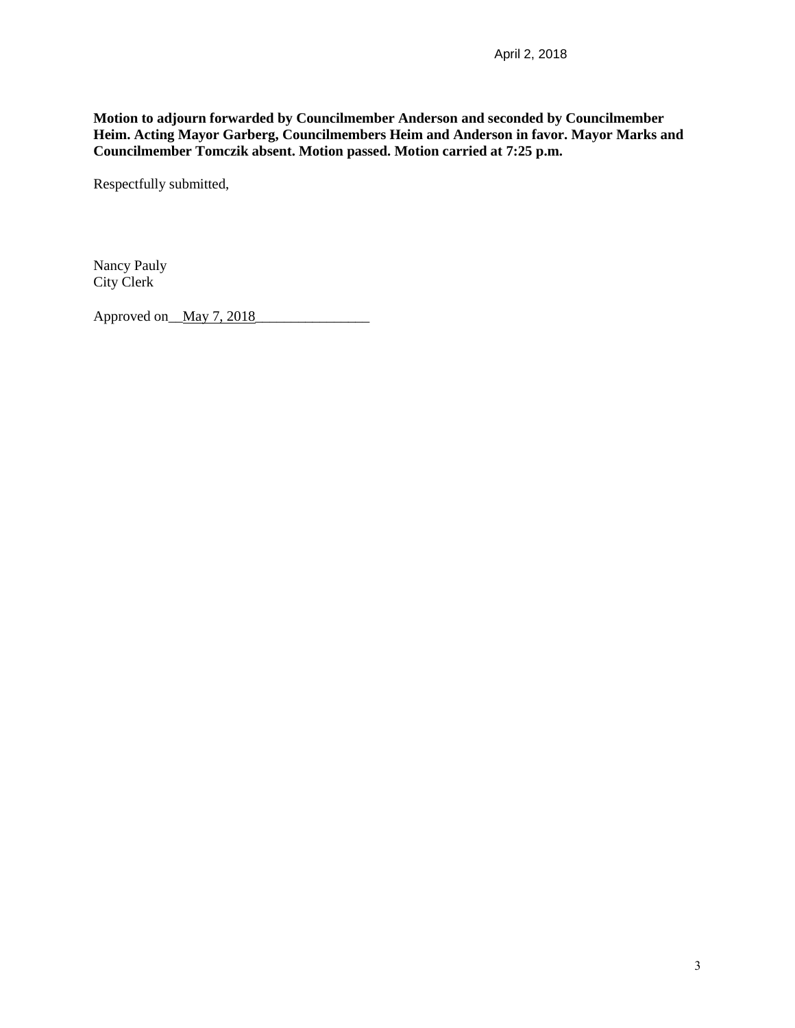**Motion to adjourn forwarded by Councilmember Anderson and seconded by Councilmember Heim. Acting Mayor Garberg, Councilmembers Heim and Anderson in favor. Mayor Marks and Councilmember Tomczik absent. Motion passed. Motion carried at 7:25 p.m.**

Respectfully submitted,

Nancy Pauly
City Clerk

Approved on__May 7, 2018________________